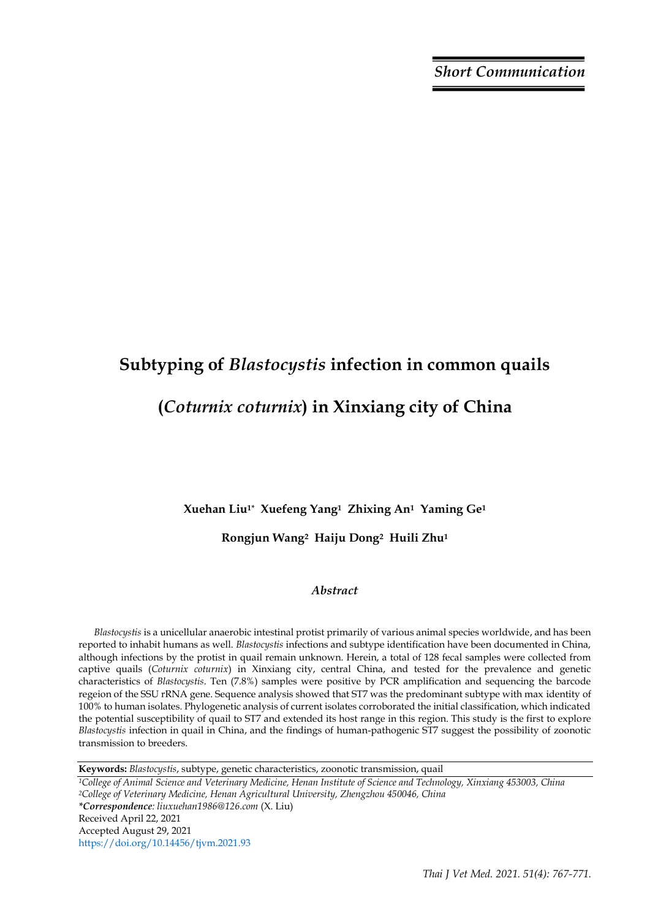*Short Communication*

# Subtyping of *Blastocystis* infection in common quails (*Coturnix coturnix*) in Xinxiang city of China

**Xuehan Liu[1*] Xuefeng Yang[1] Zhixing An[1] Yaming Ge[1]**

**Rongjun Wang[2] Haiju Dong[2] Huili Zhu[1]**

### *Abstract*

*Blastocystis* is a unicellular anaerobic intestinal protist primarily of various animal species worldwide, and has been reported to inhabit humans as well. *Blastocystis* infections and subtype identification have been documented in China, although infections by the protist in quail remain unknown. Herein, a total of 128 fecal samples were collected from captive quails (*Coturnix coturnix*) in Xinxiang city, central China, and tested for the prevalence and genetic characteristics of *Blastocystis*. Ten (7.8%) samples were positive by PCR amplification and sequencing the barcode regeion of the SSU rRNA gene. Sequence analysis showed that ST7 was the predominant subtype with max identity of 100% to human isolates. Phylogenetic analysis of current isolates corroborated the initial classification, which indicated the potential susceptibility of quail to ST7 and extended its host range in this region. This study is the first to explore *Blastocystis* infection in quail in China, and the findings of human-pathogenic ST7 suggest the possibility of zoonotic transmission to breeders.

**Keywords:** *Blastocystis*, subtype, genetic characteristics, zoonotic transmission, quail

[1]*College of Animal Science and Veterinary Medicine, Henan Institute of Science and Technology, Xinxiang 453003, China*
[2]*College of Veterinary Medicine, Henan Agricultural University, Zhengzhou 450046, China*
****Correspondence**: liuxuehan1986@126.com* (X. Liu)
Received April 22, 2021
Accepted August 29, 2021
https://doi.org/10.14456/tjvm.2021.93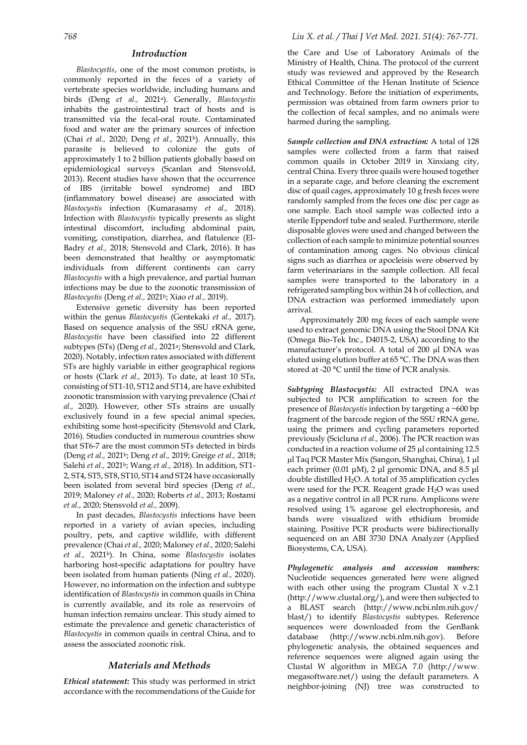## Introduction

*Blastocystis*, one of the most common protists, is commonly reported in the feces of a variety of vertebrate species worldwide, including humans and birds (Deng *et al.,* 2021[a]). Generally, *Blastocystis* inhabits the gastrointestinal tract of hosts and is transmitted via the fecal-oral route. Contaminated food and water are the primary sources of infection (Chai *et al.,* 2020; Deng *et al.,* 2021[b]). Annually, this parasite is believed to colonize the guts of approximately 1 to 2 billion patients globally based on epidemiological surveys (Scanlan and Stensvold, 2013). Recent studies have shown that the occurrence of IBS (irritable bowel syndrome) and IBD (inflammatory bowel disease) are associated with *Blastocystis* infection (Kumarasamy *et al.,* 2018). Infection with *Blastocystis* typically presents as slight intestinal discomfort, including abdominal pain, vomiting, constipation, diarrhea, and flatulence (El-Badry *et al.,* 2018; Stensvold and Clark, 2016). It has been demonstrated that healthy or asymptomatic individuals from different continents can carry *Blastocystis* with a high prevalence, and partial human infections may be due to the zoonotic transmission of *Blastocystis* (Deng *et al.,* 2021[b]; Xiao *et al.,* 2019).

Extensive genetic diversity has been reported within the genus *Blastocystis* (Gentekaki *et al.,* 2017). Based on sequence analysis of the SSU rRNA gene, *Blastocystis* have been classified into 22 different subtypes (STs) (Deng *et al.,* 2021[a]; Stensvold and Clark, 2020). Notably, infection rates associated with different STs are highly variable in either geographical regions or hosts (Clark *et al.,* 2013). To date, at least 10 STs, consisting of ST1-10, ST12 and ST14, are have exhibited zoonotic transmission with varying prevalence (Chai *et al.,* 2020). However, other STs strains are usually exclusively found in a few special animal species, exhibiting some host-specificity (Stensvold and Clark, 2016). Studies conducted in numerous countries show that ST6-7 are the most common STs detected in birds (Deng *et al.,* 2021[b]; Deng *et al.,* 2019; Greige *et al.,* 2018; Salehi *et al.,* 2021[b]; Wang *et al.,* 2018). In addition, ST1-2, ST4, ST5, ST8, ST10, ST14 and ST24 have occasionally been isolated from several bird species (Deng *et al.,* 2019; Maloney *et al.,* 2020; Roberts *et al.,* 2013; Rostami *et al.,* 2020; Stensvold *et al.,* 2009).

In past decades, *Blastocystis* infections have been reported in a variety of avian species, including poultry, pets, and captive wildlife, with different prevalence (Chai *et al.,* 2020; Maloney *et al.,* 2020; Salehi *et al.,* 2021[b]). In China, some *Blastocystis* isolates harboring host-specific adaptations for poultry have been isolated from human patients (Ning *et al.,* 2020). However, no information on the infection and subtype identification of *Blastocystis* in common quails in China is currently available, and its role as reservoirs of human infection remains unclear. This study aimed to estimate the prevalence and genetic characteristics of *Blastocystis* in common quails in central China, and to assess the associated zoonotic risk.

## Materials and Methods

***Ethical statement:*** This study was performed in strict accordance with the recommendations of the Guide for the Care and Use of Laboratory Animals of the Ministry of Health, China. The protocol of the current study was reviewed and approved by the Research Ethical Committee of the Henan Institute of Science and Technology. Before the initiation of experiments, permission was obtained from farm owners prior to the collection of fecal samples, and no animals were harmed during the sampling.

***Sample collection and DNA extraction:*** A total of 128 samples were collected from a farm that raised common quails in October 2019 in Xinxiang city, central China. Every three quails were housed together in a separate cage, and before cleaning the excrement disc of quail cages, approximately 10 g fresh feces were randomly sampled from the feces one disc per cage as one sample. Each stool sample was collected into a sterile Eppendorf tube and sealed. Furthermore, sterile disposable gloves were used and changed between the collection of each sample to minimize potential sources of contamination among cages. No obvious clinical signs such as diarrhea or apocleisis were observed by farm veterinarians in the sample collection. All fecal samples were transported to the laboratory in a refrigerated sampling box within 24 h of collection, and DNA extraction was performed immediately upon arrival.

Approximately 200 mg feces of each sample were used to extract genomic DNA using the Stool DNA Kit (Omega Bio-Tek Inc., D4015-2, USA) according to the manufacturer's protocol. A total of 200 µl DNA was eluted using elution buffer at 65 °C. The DNA was then stored at -20 °C until the time of PCR analysis.

***Subtyping Blastocystis:*** All extracted DNA was subjected to PCR amplification to screen for the presence of *Blastocystis* infection by targeting a ~600 bp fragment of the barcode region of the SSU rRNA gene, using the primers and cycling parameters reported previously (Scicluna *et al.,* 2006). The PCR reaction was conducted in a reaction volume of 25 µl containing 12.5 µl Taq PCR Master Mix (Sangon, Shanghai, China), 1 µl each primer (0.01 µM), 2 µl genomic DNA, and 8.5 µl double distilled $H_2O$. A total of 35 amplification cycles were used for the PCR. Reagent grade $H_2O$ was used as a negative control in all PCR runs. Amplicons were resolved using 1% agarose gel electrophoresis, and bands were visualized with ethidium bromide staining. Positive PCR products were bidirectionally sequenced on an ABI 3730 DNA Analyzer (Applied Biosystems, CA, USA).

***Phylogenetic analysis and accession numbers:*** Nucleotide sequences generated here were aligned with each other using the program Clustal X v.2.1 (http://www.clustal.org/), and were then subjected to a BLAST search (http://www.ncbi.nlm.nih.gov/blast/) to identify *Blastocystis* subtypes. Reference sequences were downloaded from the GenBank database (http://www.ncbi.nlm.nih.gov). Before phylogenetic analysis, the obtained sequences and reference sequences were aligned again using the Clustal W algorithm in MEGA 7.0 (http://www.megasoftware.net/) using the default parameters. A neighbor-joining (NJ) tree was constructed to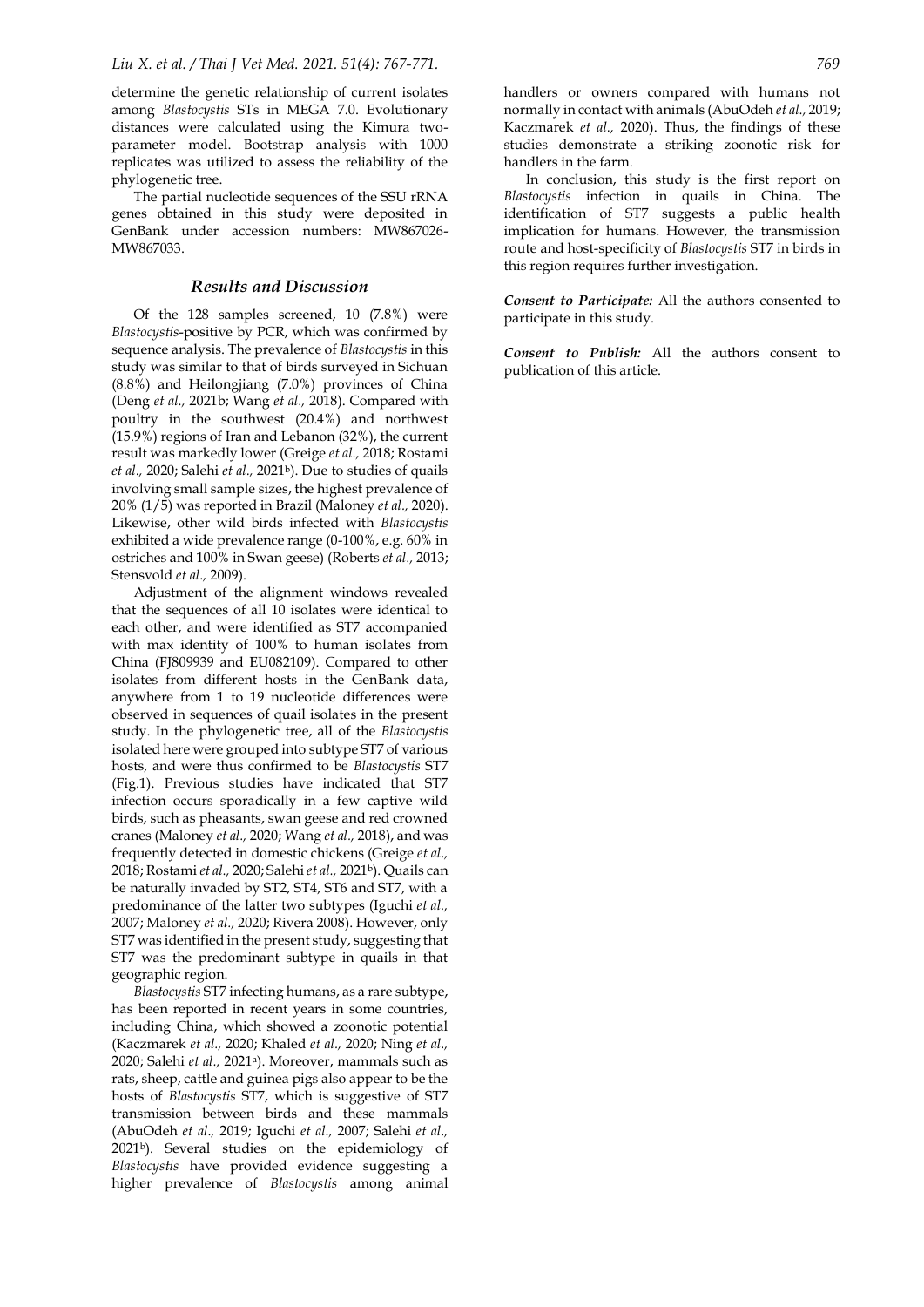determine the genetic relationship of current isolates among *Blastocystis* STs in MEGA 7.0. Evolutionary distances were calculated using the Kimura two-parameter model. Bootstrap analysis with 1000 replicates was utilized to assess the reliability of the phylogenetic tree.

The partial nucleotide sequences of the SSU rRNA genes obtained in this study were deposited in GenBank under accession numbers: MW867026-MW867033.

## Results and Discussion

Of the 128 samples screened, 10 (7.8%) were *Blastocystis*-positive by PCR, which was confirmed by sequence analysis. The prevalence of *Blastocystis* in this study was similar to that of birds surveyed in Sichuan (8.8%) and Heilongjiang (7.0%) provinces of China (Deng *et al.,* 2021b; Wang *et al.,* 2018). Compared with poultry in the southwest (20.4%) and northwest (15.9%) regions of Iran and Lebanon (32%), the current result was markedly lower (Greige *et al.,* 2018; Rostami *et al.,* 2020; Salehi *et al.,* 2021[b]). Due to studies of quails involving small sample sizes, the highest prevalence of 20% (1/5) was reported in Brazil (Maloney *et al.,* 2020). Likewise, other wild birds infected with *Blastocystis* exhibited a wide prevalence range (0-100%, e.g. 60% in ostriches and 100% in Swan geese) (Roberts *et al.,* 2013; Stensvold *et al.,* 2009).

Adjustment of the alignment windows revealed that the sequences of all 10 isolates were identical to each other, and were identified as ST7 accompanied with max identity of 100% to human isolates from China (FJ809939 and EU082109). Compared to other isolates from different hosts in the GenBank data, anywhere from 1 to 19 nucleotide differences were observed in sequences of quail isolates in the present study. In the phylogenetic tree, all of the *Blastocystis* isolated here were grouped into subtype ST7 of various hosts, and were thus confirmed to be *Blastocystis* ST7 (Fig.1). Previous studies have indicated that ST7 infection occurs sporadically in a few captive wild birds, such as pheasants, swan geese and red crowned cranes (Maloney *et al.,* 2020; Wang *et al.,* 2018), and was frequently detected in domestic chickens (Greige *et al.,* 2018; Rostami *et al.,* 2020; Salehi *et al.,* 2021[b]). Quails can be naturally invaded by ST2, ST4, ST6 and ST7, with a predominance of the latter two subtypes (Iguchi *et al.,* 2007; Maloney *et al.,* 2020; Rivera 2008). However, only ST7 was identified in the present study, suggesting that ST7 was the predominant subtype in quails in that geographic region.

*Blastocystis* ST7 infecting humans, as a rare subtype, has been reported in recent years in some countries, including China, which showed a zoonotic potential (Kaczmarek *et al.,* 2020; Khaled *et al.,* 2020; Ning *et al.,* 2020; Salehi *et al.,* 2021[a]). Moreover, mammals such as rats, sheep, cattle and guinea pigs also appear to be the hosts of *Blastocystis* ST7, which is suggestive of ST7 transmission between birds and these mammals (AbuOdeh *et al.,* 2019; Iguchi *et al.,* 2007; Salehi *et al.,* 2021[b]). Several studies on the epidemiology of *Blastocystis* have provided evidence suggesting a higher prevalence of *Blastocystis* among animal handlers or owners compared with humans not normally in contact with animals (AbuOdeh *et al.,* 2019; Kaczmarek *et al.,* 2020). Thus, the findings of these studies demonstrate a striking zoonotic risk for handlers in the farm.

In conclusion, this study is the first report on *Blastocystis* infection in quails in China. The identification of ST7 suggests a public health implication for humans. However, the transmission route and host-specificity of *Blastocystis* ST7 in birds in this region requires further investigation.

***Consent to Participate:*** All the authors consented to participate in this study.

***Consent to Publish:*** All the authors consent to publication of this article.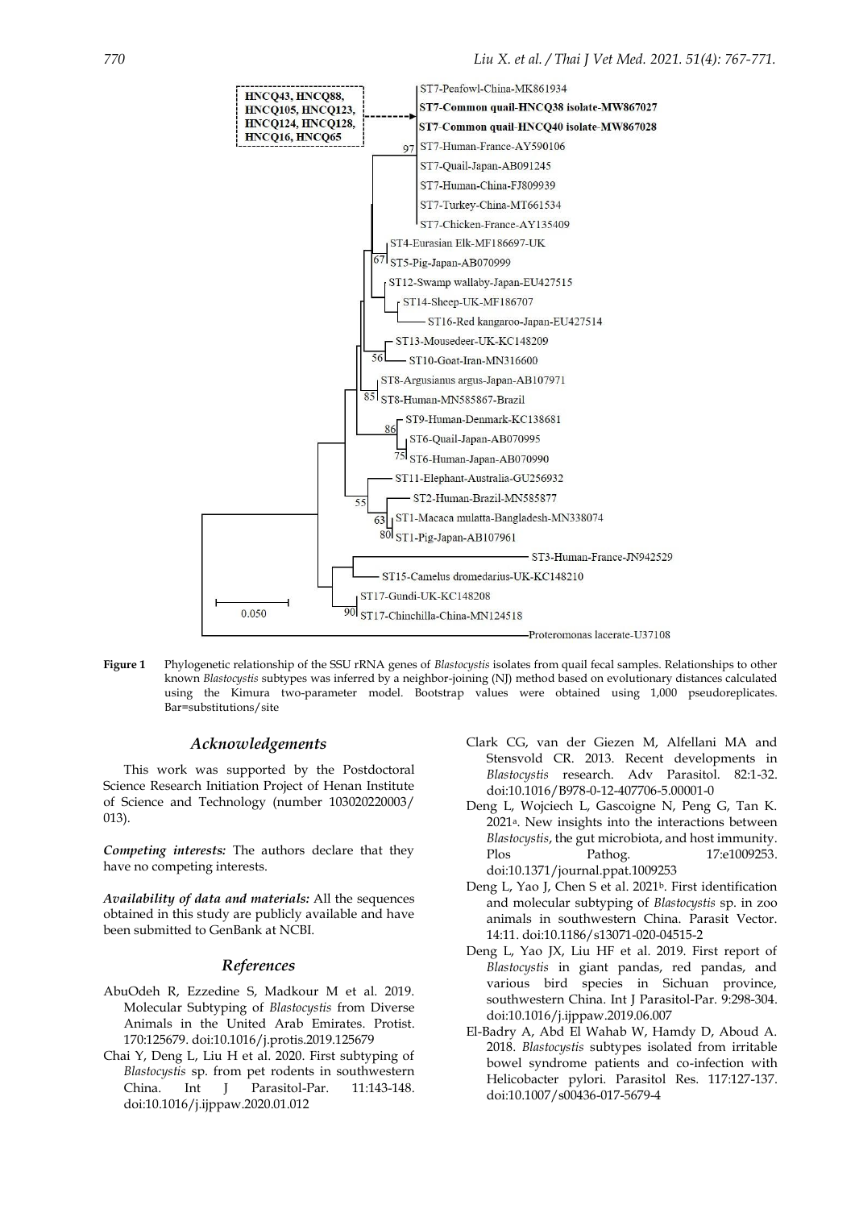**Figure 1** Phylogenetic relationship of the SSU rRNA genes of *Blastocystis* isolates from quail fecal samples. Relationships to other known *Blastocystis* subtypes was inferred by a neighbor-joining (NJ) method based on evolutionary distances calculated using the Kimura two-parameter model. Bootstrap values were obtained using 1,000 pseudoreplicates. Bar=substitutions/site

## Acknowledgements

This work was supported by the Postdoctoral Science Research Initiation Project of Henan Institute of Science and Technology (number 103020220003/013).

***Competing interests:*** The authors declare that they have no competing interests.

***Availability of data and materials:*** All the sequences obtained in this study are publicly available and have been submitted to GenBank at NCBI.

## References

AbuOdeh R, Ezzedine S, Madkour M et al. 2019. Molecular Subtyping of *Blastocystis* from Diverse Animals in the United Arab Emirates. Protist. 170:125679. doi:10.1016/j.protis.2019.125679

Chai Y, Deng L, Liu H et al. 2020. First subtyping of *Blastocystis* sp. from pet rodents in southwestern China. Int J Parasitol-Par. 11:143-148. doi:10.1016/j.ijppaw.2020.01.012

Clark CG, van der Giezen M, Alfellani MA and Stensvold CR. 2013. Recent developments in *Blastocystis* research. Adv Parasitol. 82:1-32. doi:10.1016/B978-0-12-407706-5.00001-0

Deng L, Wojciech L, Gascoigne N, Peng G, Tan K. 2021[a]. New insights into the interactions between *Blastocystis*, the gut microbiota, and host immunity. Plos Pathog. 17:e1009253. doi:10.1371/journal.ppat.1009253

Deng L, Yao J, Chen S et al. 2021[b]. First identification and molecular subtyping of *Blastocystis* sp. in zoo animals in southwestern China. Parasit Vector. 14:11. doi:10.1186/s13071-020-04515-2

Deng L, Yao JX, Liu HF et al. 2019. First report of *Blastocystis* in giant pandas, red pandas, and various bird species in Sichuan province, southwestern China. Int J Parasitol-Par. 9:298-304. doi:10.1016/j.ijppaw.2019.06.007

El-Badry A, Abd El Wahab W, Hamdy D, Aboud A. 2018. *Blastocystis* subtypes isolated from irritable bowel syndrome patients and co-infection with Helicobacter pylori. Parasitol Res. 117:127-137. doi:10.1007/s00436-017-5679-4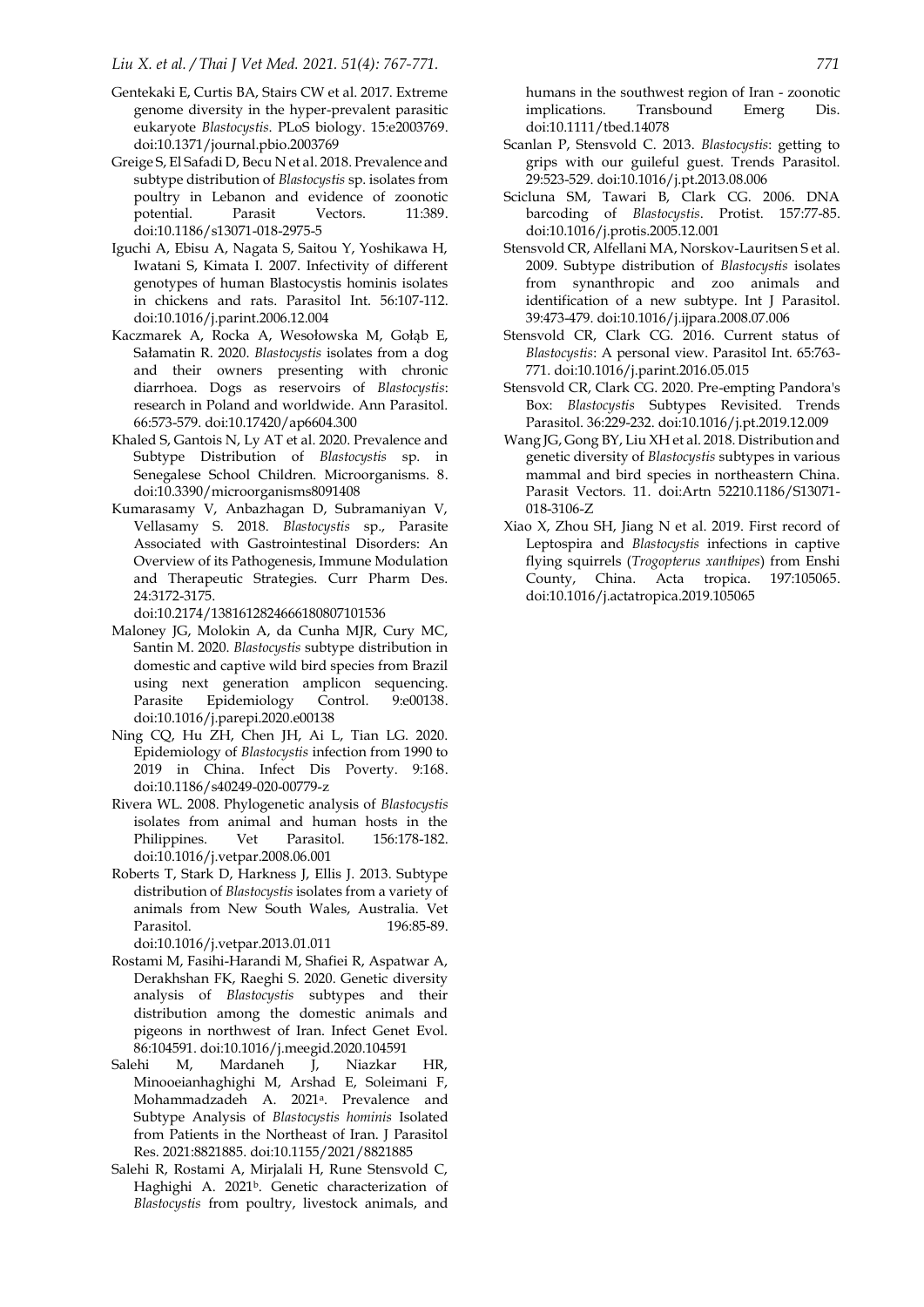Gentekaki E, Curtis BA, Stairs CW et al. 2017. Extreme genome diversity in the hyper-prevalent parasitic eukaryote *Blastocystis*. PLoS biology. 15:e2003769. doi:10.1371/journal.pbio.2003769

Greige S, El Safadi D, Becu N et al. 2018. Prevalence and subtype distribution of *Blastocystis* sp. isolates from poultry in Lebanon and evidence of zoonotic potential. Parasit Vectors. 11:389. doi:10.1186/s13071-018-2975-5

Iguchi A, Ebisu A, Nagata S, Saitou Y, Yoshikawa H, Iwatani S, Kimata I. 2007. Infectivity of different genotypes of human Blastocystis hominis isolates in chickens and rats. Parasitol Int. 56:107-112. doi:10.1016/j.parint.2006.12.004

Kaczmarek A, Rocka A, Wesołowska M, Gołąb E, Sałamatin R. 2020. *Blastocystis* isolates from a dog and their owners presenting with chronic diarrhoea. Dogs as reservoirs of *Blastocystis*: research in Poland and worldwide. Ann Parasitol. 66:573-579. doi:10.17420/ap6604.300

Khaled S, Gantois N, Ly AT et al. 2020. Prevalence and Subtype Distribution of *Blastocystis* sp. in Senegalese School Children. Microorganisms. 8. doi:10.3390/microorganisms8091408

Kumarasamy V, Anbazhagan D, Subramaniyan V, Vellasamy S. 2018. *Blastocystis* sp., Parasite Associated with Gastrointestinal Disorders: An Overview of its Pathogenesis, Immune Modulation and Therapeutic Strategies. Curr Pharm Des. 24:3172-3175. doi:10.2174/1381612824666180807101536

Maloney JG, Molokin A, da Cunha MJR, Cury MC, Santin M. 2020. *Blastocystis* subtype distribution in domestic and captive wild bird species from Brazil using next generation amplicon sequencing. Parasite Epidemiology Control. 9:e00138. doi:10.1016/j.parepi.2020.e00138

Ning CQ, Hu ZH, Chen JH, Ai L, Tian LG. 2020. Epidemiology of *Blastocystis* infection from 1990 to 2019 in China. Infect Dis Poverty. 9:168. doi:10.1186/s40249-020-00779-z

Rivera WL. 2008. Phylogenetic analysis of *Blastocystis* isolates from animal and human hosts in the Philippines. Vet Parasitol. 156:178-182. doi:10.1016/j.vetpar.2008.06.001

Roberts T, Stark D, Harkness J, Ellis J. 2013. Subtype distribution of *Blastocystis* isolates from a variety of animals from New South Wales, Australia. Vet Parasitol. 196:85-89. doi:10.1016/j.vetpar.2013.01.011

Rostami M, Fasihi-Harandi M, Shafiei R, Aspatwar A, Derakhshan FK, Raeghi S. 2020. Genetic diversity analysis of *Blastocystis* subtypes and their distribution among the domestic animals and pigeons in northwest of Iran. Infect Genet Evol. 86:104591. doi:10.1016/j.meegid.2020.104591

Salehi M, Mardaneh J, Niazkar HR, Minooeianhaghighi M, Arshad E, Soleimani F, Mohammadzadeh A. 2021[a]. Prevalence and Subtype Analysis of *Blastocystis hominis* Isolated from Patients in the Northeast of Iran. J Parasitol Res. 2021:8821885. doi:10.1155/2021/8821885

Salehi R, Rostami A, Mirjalali H, Rune Stensvold C, Haghighi A. 2021[b]. Genetic characterization of *Blastocystis* from poultry, livestock animals, and humans in the southwest region of Iran - zoonotic implications. Transbound Emerg Dis. doi:10.1111/tbed.14078

Scanlan P, Stensvold C. 2013. *Blastocystis*: getting to grips with our guileful guest. Trends Parasitol. 29:523-529. doi:10.1016/j.pt.2013.08.006

Scicluna SM, Tawari B, Clark CG. 2006. DNA barcoding of *Blastocystis*. Protist. 157:77-85. doi:10.1016/j.protis.2005.12.001

Stensvold CR, Alfellani MA, Norskov-Lauritsen S et al. 2009. Subtype distribution of *Blastocystis* isolates from synanthropic and zoo animals and identification of a new subtype. Int J Parasitol. 39:473-479. doi:10.1016/j.ijpara.2008.07.006

Stensvold CR, Clark CG. 2016. Current status of *Blastocystis*: A personal view. Parasitol Int. 65:763-771. doi:10.1016/j.parint.2016.05.015

Stensvold CR, Clark CG. 2020. Pre-empting Pandora's Box: *Blastocystis* Subtypes Revisited. Trends Parasitol. 36:229-232. doi:10.1016/j.pt.2019.12.009

Wang JG, Gong BY, Liu XH et al. 2018. Distribution and genetic diversity of *Blastocystis* subtypes in various mammal and bird species in northeastern China. Parasit Vectors. 11. doi:Artn 52210.1186/S13071-018-3106-Z

Xiao X, Zhou SH, Jiang N et al. 2019. First record of Leptospira and *Blastocystis* infections in captive flying squirrels (*Trogopterus xanthipes*) from Enshi County, China. Acta tropica. 197:105065. doi:10.1016/j.actatropica.2019.105065